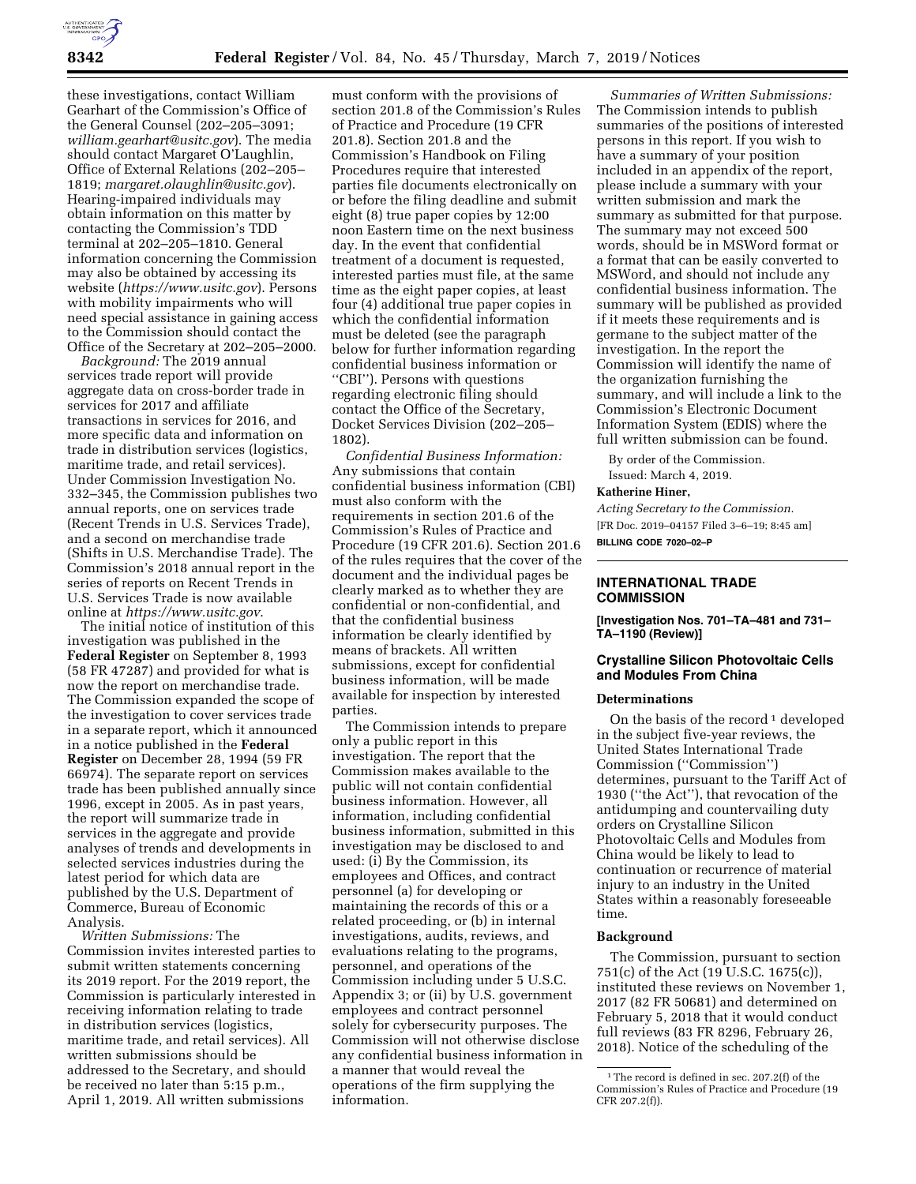these investigations, contact William Gearhart of the Commission's Office of the General Counsel (202–205–3091; *william.gearhart@usitc.gov*). The media should contact Margaret O'Laughlin, Office of External Relations (202–205–1819; *margaret.olaughlin@usitc.gov*). Hearing-impaired individuals may obtain information on this matter by contacting the Commission's TDD terminal at 202–205–1810. General information concerning the Commission may also be obtained by accessing its website (*https://www.usitc.gov*). Persons with mobility impairments who will need special assistance in gaining access to the Commission should contact the Office of the Secretary at 202–205–2000.

*Background:* The 2019 annual services trade report will provide aggregate data on cross-border trade in services for 2017 and affiliate transactions in services for 2016, and more specific data and information on trade in distribution services (logistics, maritime trade, and retail services). Under Commission Investigation No. 332–345, the Commission publishes two annual reports, one on services trade (Recent Trends in U.S. Services Trade), and a second on merchandise trade (Shifts in U.S. Merchandise Trade). The Commission's 2018 annual report in the series of reports on Recent Trends in U.S. Services Trade is now available online at *https://www.usitc.gov*.

The initial notice of institution of this investigation was published in the **Federal Register** on September 8, 1993 (58 FR 47287) and provided for what is now the report on merchandise trade. The Commission expanded the scope of the investigation to cover services trade in a separate report, which it announced in a notice published in the **Federal Register** on December 28, 1994 (59 FR 66974). The separate report on services trade has been published annually since 1996, except in 2005. As in past years, the report will summarize trade in services in the aggregate and provide analyses of trends and developments in selected services industries during the latest period for which data are published by the U.S. Department of Commerce, Bureau of Economic Analysis.

*Written Submissions:* The Commission invites interested parties to submit written statements concerning its 2019 report. For the 2019 report, the Commission is particularly interested in receiving information relating to trade in distribution services (logistics, maritime trade, and retail services). All written submissions should be addressed to the Secretary, and should be received no later than 5:15 p.m., April 1, 2019. All written submissions must conform with the provisions of section 201.8 of the Commission's Rules of Practice and Procedure (19 CFR 201.8). Section 201.8 and the Commission's Handbook on Filing Procedures require that interested parties file documents electronically on or before the filing deadline and submit eight (8) true paper copies by 12:00 noon Eastern time on the next business day. In the event that confidential treatment of a document is requested, interested parties must file, at the same time as the eight paper copies, at least four (4) additional true paper copies in which the confidential information must be deleted (see the paragraph below for further information regarding confidential business information or "CBI"). Persons with questions regarding electronic filing should contact the Office of the Secretary, Docket Services Division (202–205–1802).

*Confidential Business Information:* Any submissions that contain confidential business information (CBI) must also conform with the requirements in section 201.6 of the Commission's Rules of Practice and Procedure (19 CFR 201.6). Section 201.6 of the rules requires that the cover of the document and the individual pages be clearly marked as to whether they are confidential or non-confidential, and that the confidential business information be clearly identified by means of brackets. All written submissions, except for confidential business information, will be made available for inspection by interested parties.

The Commission intends to prepare only a public report in this investigation. The report that the Commission makes available to the public will not contain confidential business information. However, all information, including confidential business information, submitted in this investigation may be disclosed to and used: (i) By the Commission, its employees and Offices, and contract personnel (a) for developing or maintaining the records of this or a related proceeding, or (b) in internal investigations, audits, reviews, and evaluations relating to the programs, personnel, and operations of the Commission including under 5 U.S.C. Appendix 3; or (ii) by U.S. government employees and contract personnel solely for cybersecurity purposes. The Commission will not otherwise disclose any confidential business information in a manner that would reveal the operations of the firm supplying the information.

*Summaries of Written Submissions:* The Commission intends to publish summaries of the positions of interested persons in this report. If you wish to have a summary of your position included in an appendix of the report, please include a summary with your written submission and mark the summary as submitted for that purpose. The summary may not exceed 500 words, should be in MSWord format or a format that can be easily converted to MSWord, and should not include any confidential business information. The summary will be published as provided if it meets these requirements and is germane to the subject matter of the investigation. In the report the Commission will identify the name of the organization furnishing the summary, and will include a link to the Commission's Electronic Document Information System (EDIS) where the full written submission can be found.

By order of the Commission.

Issued: March 4, 2019.

**Katherine Hiner,**

*Acting Secretary to the Commission.*

[FR Doc. 2019–04157 Filed 3–6–19; 8:45 am]

**BILLING CODE 7020–02–P**

## INTERNATIONAL TRADE COMMISSION

**[Investigation Nos. 701–TA–481 and 731–TA–1190 (Review)]**

### Crystalline Silicon Photovoltaic Cells and Modules From China

#### Determinations

On the basis of the record [1] developed in the subject five-year reviews, the United States International Trade Commission ("Commission") determines, pursuant to the Tariff Act of 1930 ("the Act"), that revocation of the antidumping and countervailing duty orders on Crystalline Silicon Photovoltaic Cells and Modules from China would be likely to lead to continuation or recurrence of material injury to an industry in the United States within a reasonably foreseeable time.

#### Background

The Commission, pursuant to section 751(c) of the Act (19 U.S.C. 1675(c)), instituted these reviews on November 1, 2017 (82 FR 50681) and determined on February 5, 2018 that it would conduct full reviews (83 FR 8296, February 26, 2018). Notice of the scheduling of the

[1] The record is defined in sec. 207.2(f) of the Commission's Rules of Practice and Procedure (19 CFR 207.2(f)).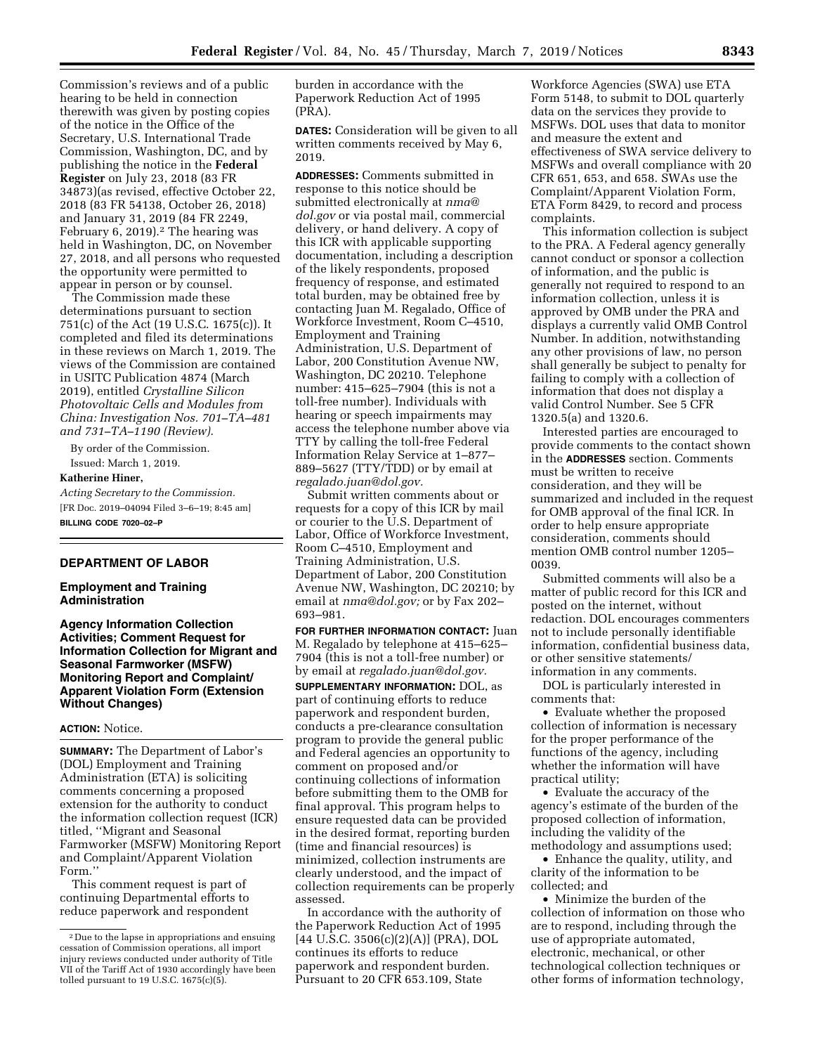Commission's reviews and of a public hearing to be held in connection therewith was given by posting copies of the notice in the Office of the Secretary, U.S. International Trade Commission, Washington, DC, and by publishing the notice in the **Federal Register** on July 23, 2018 (83 FR 34873)(as revised, effective October 22, 2018 (83 FR 54138, October 26, 2018) and January 31, 2019 (84 FR 2249, February 6, 2019).[2] The hearing was held in Washington, DC, on November 27, 2018, and all persons who requested the opportunity were permitted to appear in person or by counsel.

The Commission made these determinations pursuant to section 751(c) of the Act (19 U.S.C. 1675(c)). It completed and filed its determinations in these reviews on March 1, 2019. The views of the Commission are contained in USITC Publication 4874 (March 2019), entitled *Crystalline Silicon Photovoltaic Cells and Modules from China: Investigation Nos. 701–TA–481 and 731–TA–1190 (Review).*

By order of the Commission.

Issued: March 1, 2019.

**Katherine Hiner,**

*Acting Secretary to the Commission.*

[FR Doc. 2019–04094 Filed 3–6–19; 8:45 am]

**BILLING CODE 7020–02–P**

[2] Due to the lapse in appropriations and ensuing cessation of Commission operations, all import injury reviews conducted under authority of Title VII of the Tariff Act of 1930 accordingly have been tolled pursuant to 19 U.S.C. 1675(c)(5).

## DEPARTMENT OF LABOR

### Employment and Training Administration

### Agency Information Collection Activities; Comment Request for Information Collection for Migrant and Seasonal Farmworker (MSFW) Monitoring Report and Complaint/Apparent Violation Form (Extension Without Changes)

**ACTION:** Notice.

**SUMMARY:** The Department of Labor's (DOL) Employment and Training Administration (ETA) is soliciting comments concerning a proposed extension for the authority to conduct the information collection request (ICR) titled, ''Migrant and Seasonal Farmworker (MSFW) Monitoring Report and Complaint/Apparent Violation Form.''

This comment request is part of continuing Departmental efforts to reduce paperwork and respondent burden in accordance with the Paperwork Reduction Act of 1995 (PRA).

**DATES:** Consideration will be given to all written comments received by May 6, 2019.

**ADDRESSES:** Comments submitted in response to this notice should be submitted electronically at *nma@dol.gov* or via postal mail, commercial delivery, or hand delivery. A copy of this ICR with applicable supporting documentation, including a description of the likely respondents, proposed frequency of response, and estimated total burden, may be obtained free by contacting Juan M. Regalado, Office of Workforce Investment, Room C–4510, Employment and Training Administration, U.S. Department of Labor, 200 Constitution Avenue NW, Washington, DC 20210. Telephone number: 415–625–7904 (this is not a toll-free number). Individuals with hearing or speech impairments may access the telephone number above via TTY by calling the toll-free Federal Information Relay Service at 1–877–889–5627 (TTY/TDD) or by email at *regalado.juan@dol.gov.*

Submit written comments about or requests for a copy of this ICR by mail or courier to the U.S. Department of Labor, Office of Workforce Investment, Room C–4510, Employment and Training Administration, U.S. Department of Labor, 200 Constitution Avenue NW, Washington, DC 20210; by email at *nma@dol.gov;* or by Fax 202–693–981.

**FOR FURTHER INFORMATION CONTACT:** Juan M. Regalado by telephone at 415–625–7904 (this is not a toll-free number) or by email at *regalado.juan@dol.gov.*

**SUPPLEMENTARY INFORMATION:** DOL, as part of continuing efforts to reduce paperwork and respondent burden, conducts a pre-clearance consultation program to provide the general public and Federal agencies an opportunity to comment on proposed and/or continuing collections of information before submitting them to the OMB for final approval. This program helps to ensure requested data can be provided in the desired format, reporting burden (time and financial resources) is minimized, collection instruments are clearly understood, and the impact of collection requirements can be properly assessed.

In accordance with the authority of the Paperwork Reduction Act of 1995 [44 U.S.C. 3506(c)(2)(A)] (PRA), DOL continues its efforts to reduce paperwork and respondent burden. Pursuant to 20 CFR 653.109, State Workforce Agencies (SWA) use ETA Form 5148, to submit to DOL quarterly data on the services they provide to MSFWs. DOL uses that data to monitor and measure the extent and effectiveness of SWA service delivery to MSFWs and overall compliance with 20 CFR 651, 653, and 658. SWAs use the Complaint/Apparent Violation Form, ETA Form 8429, to record and process complaints.

This information collection is subject to the PRA. A Federal agency generally cannot conduct or sponsor a collection of information, and the public is generally not required to respond to an information collection, unless it is approved by OMB under the PRA and displays a currently valid OMB Control Number. In addition, notwithstanding any other provisions of law, no person shall generally be subject to penalty for failing to comply with a collection of information that does not display a valid Control Number. See 5 CFR 1320.5(a) and 1320.6.

Interested parties are encouraged to provide comments to the contact shown in the **ADDRESSES** section. Comments must be written to receive consideration, and they will be summarized and included in the request for OMB approval of the final ICR. In order to help ensure appropriate consideration, comments should mention OMB control number 1205–0039.

Submitted comments will also be a matter of public record for this ICR and posted on the internet, without redaction. DOL encourages commenters not to include personally identifiable information, confidential business data, or other sensitive statements/information in any comments.

DOL is particularly interested in comments that:

- Evaluate whether the proposed collection of information is necessary for the proper performance of the functions of the agency, including whether the information will have practical utility;
- Evaluate the accuracy of the agency's estimate of the burden of the proposed collection of information, including the validity of the methodology and assumptions used;
- Enhance the quality, utility, and clarity of the information to be collected; and
- Minimize the burden of the collection of information on those who are to respond, including through the use of appropriate automated, electronic, mechanical, or other technological collection techniques or other forms of information technology,